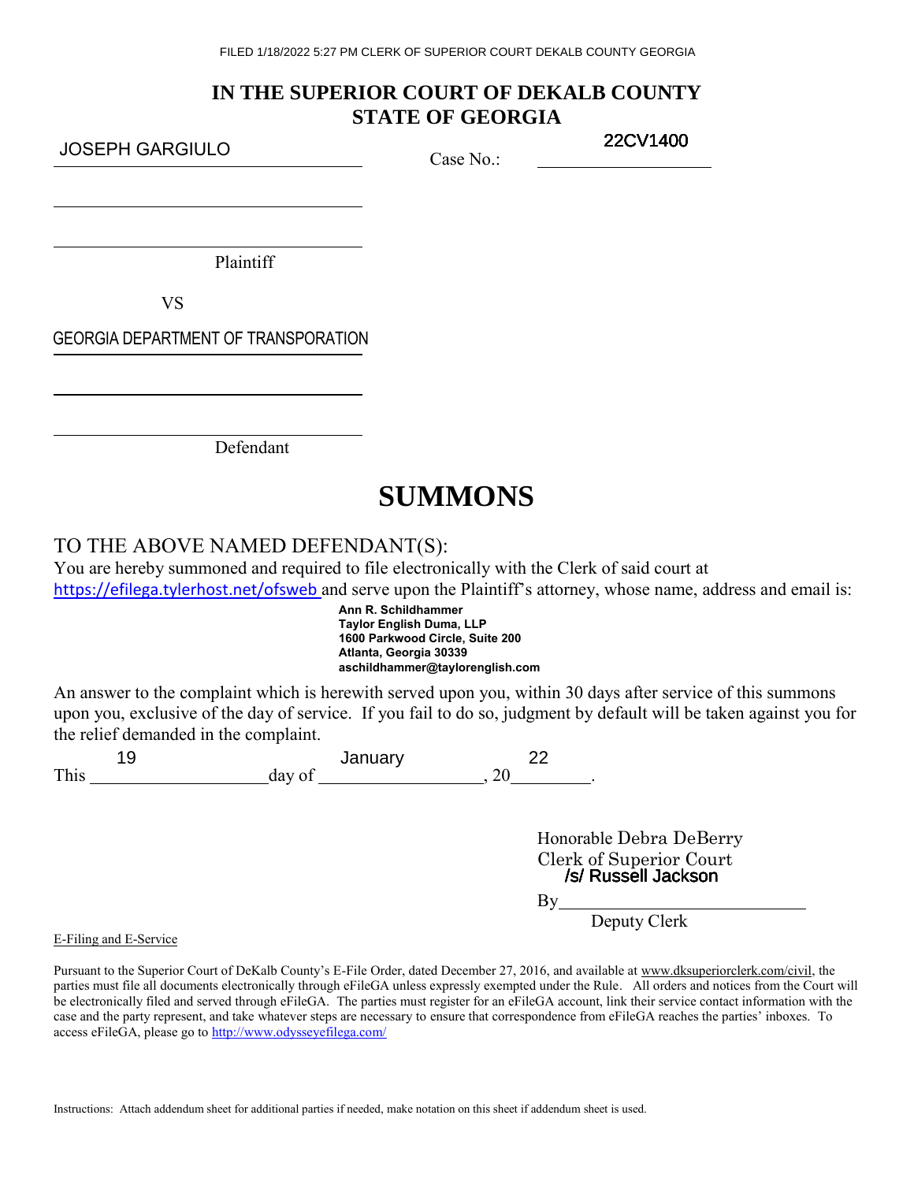FILED 1/18/2022 5:27 PM CLERK OF SUPERIOR COURT DEKALB COUNTY GEORGIA

**IN THE SUPERIOR COURT OF DEKALB COUNTY**
**STATE OF GEORGIA**

JOSEPH GARGIULO

Plaintiff

Case No.: 22CV1400

VS

GEORGIA DEPARTMENT OF TRANSPORATION

Defendant

# SUMMONS

TO THE ABOVE NAMED DEFENDANT(S):

You are hereby summoned and required to file electronically with the Clerk of said court at https://efilega.tylerhost.net/ofsweb and serve upon the Plaintiff's attorney, whose name, address and email is:

**Ann R. Schildhammer**
**Taylor English Duma, LLP**
**1600 Parkwood Circle, Suite 200**
**Atlanta, Georgia 30339**
**aschildhammer@taylorenglish.com**

An answer to the complaint which is herewith served upon you, within 30 days after service of this summons upon you, exclusive of the day of service. If you fail to do so, judgment by default will be taken against you for the relief demanded in the complaint.

This 19 day of January, 20 22.

Honorable Debra DeBerry
Clerk of Superior Court

By /s/ Russell Jackson
Deputy Clerk

E-Filing and E-Service

Pursuant to the Superior Court of DeKalb County's E-File Order, dated December 27, 2016, and available at www.dksuperiorclerk.com/civil, the parties must file all documents electronically through eFileGA unless expressly exempted under the Rule. All orders and notices from the Court will be electronically filed and served through eFileGA. The parties must register for an eFileGA account, link their service contact information with the case and the party represent, and take whatever steps are necessary to ensure that correspondence from eFileGA reaches the parties' inboxes. To access eFileGA, please go to http://www.odysseyefilega.com/

Instructions: Attach addendum sheet for additional parties if needed, make notation on this sheet if addendum sheet is used.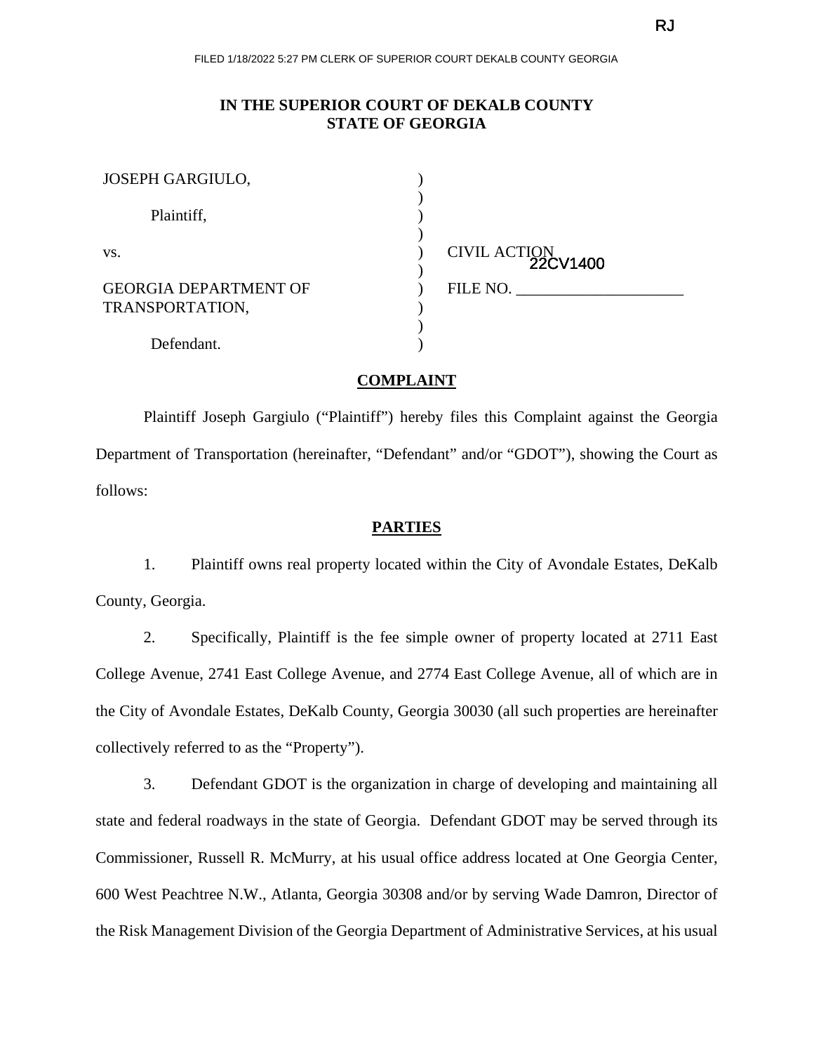RJ

FILED 1/18/2022 5:27 PM CLERK OF SUPERIOR COURT DEKALB COUNTY GEORGIA

**IN THE SUPERIOR COURT OF DEKALB COUNTY**
**STATE OF GEORGIA**

| | | |
|---|---|---|
| JOSEPH GARGIULO, | ) | |
| | ) | |
| Plaintiff, | ) | |
| | ) | |
| vs. | ) | CIVIL ACTION |
| | ) | |
| GEORGIA DEPARTMENT OF TRANSPORTATION, | ) | FILE NO. 22CV1400 |
| | ) | |
| Defendant. | ) | |

## COMPLAINT

Plaintiff Joseph Gargiulo ("Plaintiff") hereby files this Complaint against the Georgia Department of Transportation (hereinafter, "Defendant" and/or "GDOT"), showing the Court as follows:

## PARTIES

1. Plaintiff owns real property located within the City of Avondale Estates, DeKalb County, Georgia.

2. Specifically, Plaintiff is the fee simple owner of property located at 2711 East College Avenue, 2741 East College Avenue, and 2774 East College Avenue, all of which are in the City of Avondale Estates, DeKalb County, Georgia 30030 (all such properties are hereinafter collectively referred to as the "Property").

3. Defendant GDOT is the organization in charge of developing and maintaining all state and federal roadways in the state of Georgia. Defendant GDOT may be served through its Commissioner, Russell R. McMurry, at his usual office address located at One Georgia Center, 600 West Peachtree N.W., Atlanta, Georgia 30308 and/or by serving Wade Damron, Director of the Risk Management Division of the Georgia Department of Administrative Services, at his usual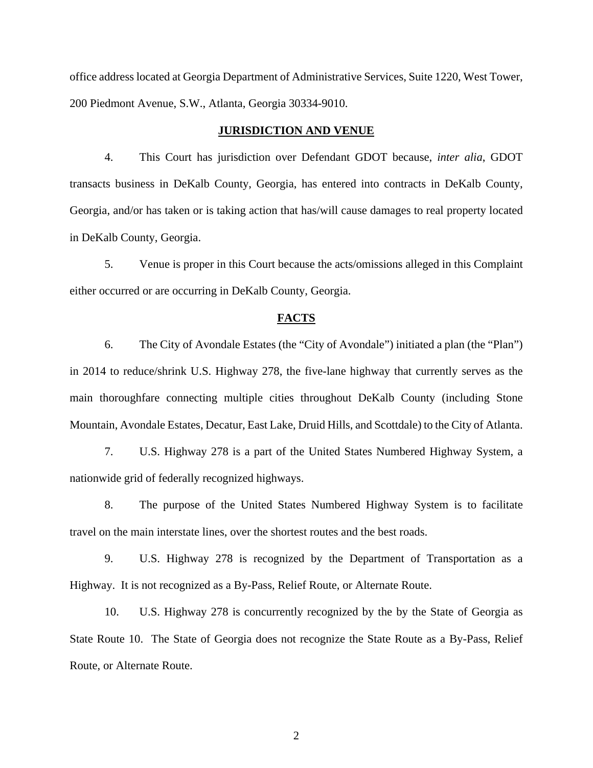office address located at Georgia Department of Administrative Services, Suite 1220, West Tower, 200 Piedmont Avenue, S.W., Atlanta, Georgia 30334-9010.

## JURISDICTION AND VENUE

4. This Court has jurisdiction over Defendant GDOT because, *inter alia*, GDOT transacts business in DeKalb County, Georgia, has entered into contracts in DeKalb County, Georgia, and/or has taken or is taking action that has/will cause damages to real property located in DeKalb County, Georgia.

5. Venue is proper in this Court because the acts/omissions alleged in this Complaint either occurred or are occurring in DeKalb County, Georgia.

## FACTS

6. The City of Avondale Estates (the "City of Avondale") initiated a plan (the "Plan") in 2014 to reduce/shrink U.S. Highway 278, the five-lane highway that currently serves as the main thoroughfare connecting multiple cities throughout DeKalb County (including Stone Mountain, Avondale Estates, Decatur, East Lake, Druid Hills, and Scottdale) to the City of Atlanta.

7. U.S. Highway 278 is a part of the United States Numbered Highway System, a nationwide grid of federally recognized highways.

8. The purpose of the United States Numbered Highway System is to facilitate travel on the main interstate lines, over the shortest routes and the best roads.

9. U.S. Highway 278 is recognized by the Department of Transportation as a Highway. It is not recognized as a By-Pass, Relief Route, or Alternate Route.

10. U.S. Highway 278 is concurrently recognized by the by the State of Georgia as State Route 10. The State of Georgia does not recognize the State Route as a By-Pass, Relief Route, or Alternate Route.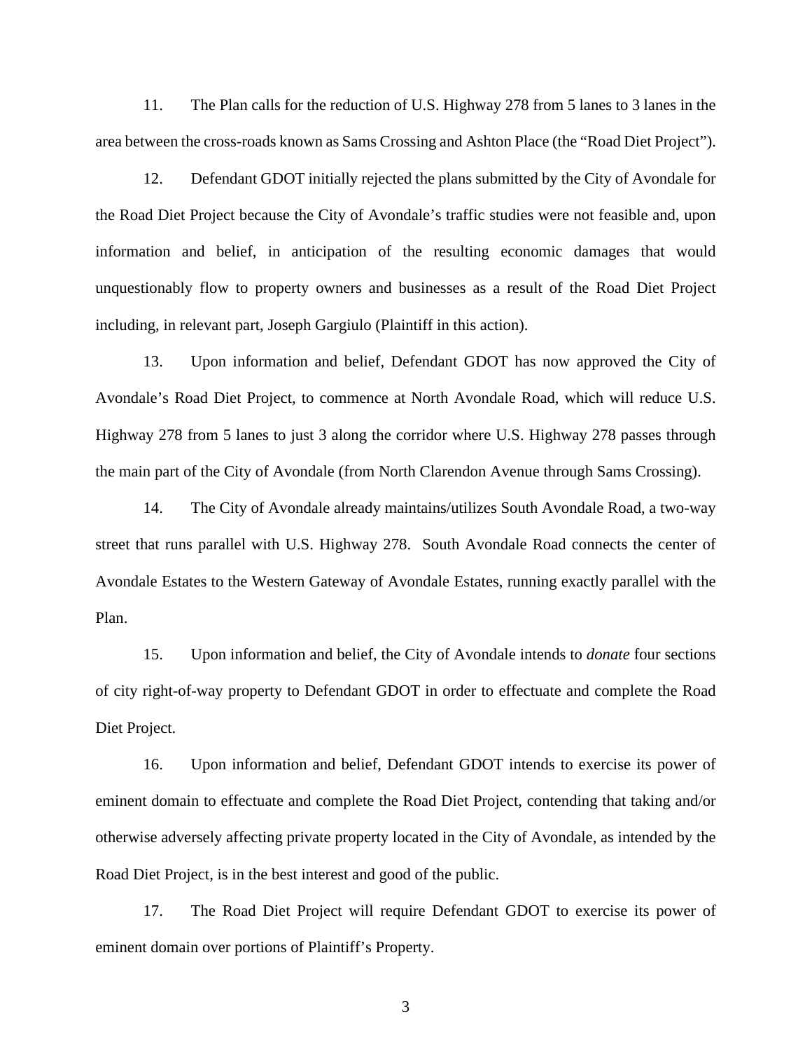11. The Plan calls for the reduction of U.S. Highway 278 from 5 lanes to 3 lanes in the area between the cross-roads known as Sams Crossing and Ashton Place (the "Road Diet Project").

12. Defendant GDOT initially rejected the plans submitted by the City of Avondale for the Road Diet Project because the City of Avondale's traffic studies were not feasible and, upon information and belief, in anticipation of the resulting economic damages that would unquestionably flow to property owners and businesses as a result of the Road Diet Project including, in relevant part, Joseph Gargiulo (Plaintiff in this action).

13. Upon information and belief, Defendant GDOT has now approved the City of Avondale's Road Diet Project, to commence at North Avondale Road, which will reduce U.S. Highway 278 from 5 lanes to just 3 along the corridor where U.S. Highway 278 passes through the main part of the City of Avondale (from North Clarendon Avenue through Sams Crossing).

14. The City of Avondale already maintains/utilizes South Avondale Road, a two-way street that runs parallel with U.S. Highway 278. South Avondale Road connects the center of Avondale Estates to the Western Gateway of Avondale Estates, running exactly parallel with the Plan.

15. Upon information and belief, the City of Avondale intends to *donate* four sections of city right-of-way property to Defendant GDOT in order to effectuate and complete the Road Diet Project.

16. Upon information and belief, Defendant GDOT intends to exercise its power of eminent domain to effectuate and complete the Road Diet Project, contending that taking and/or otherwise adversely affecting private property located in the City of Avondale, as intended by the Road Diet Project, is in the best interest and good of the public.

17. The Road Diet Project will require Defendant GDOT to exercise its power of eminent domain over portions of Plaintiff's Property.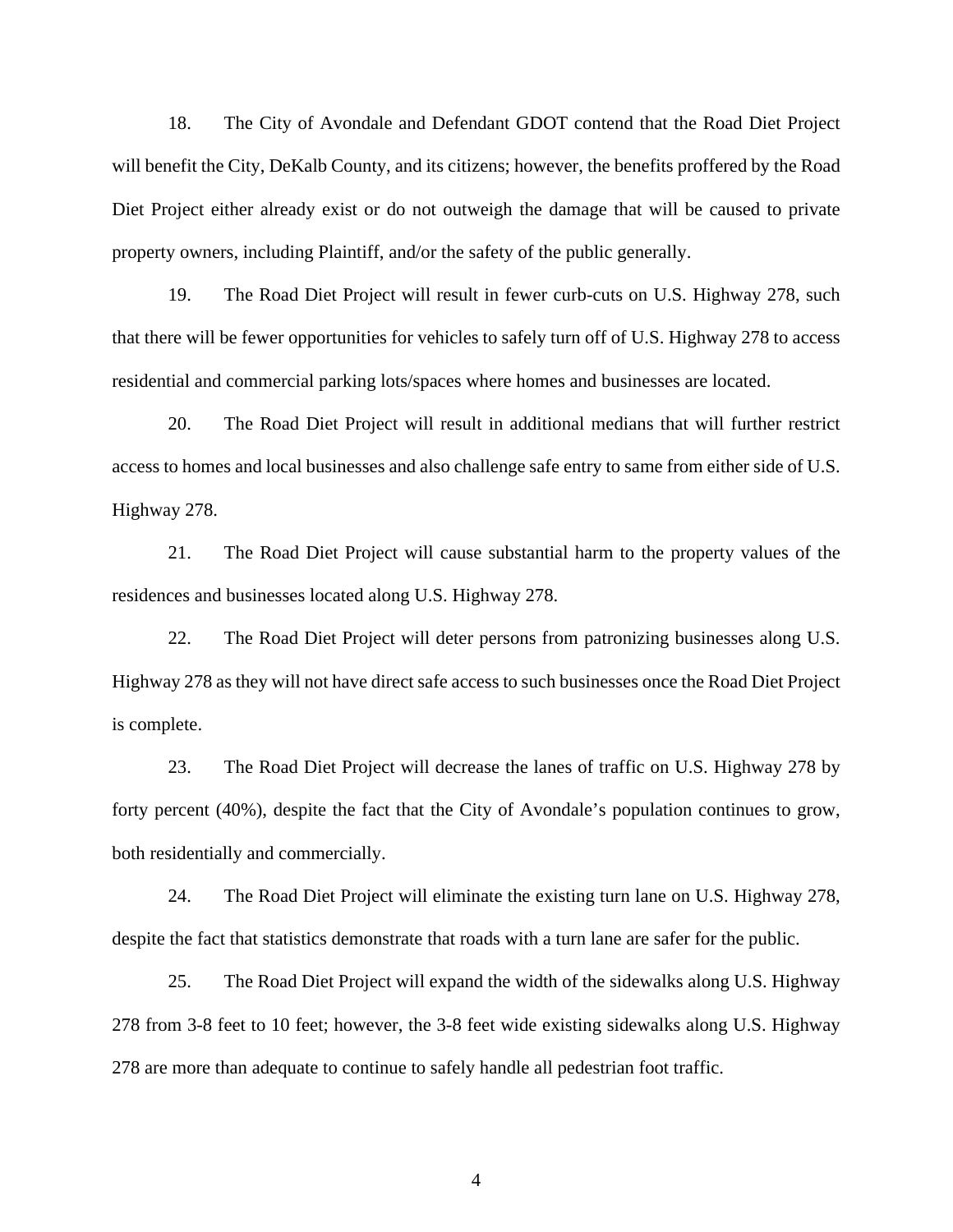18. The City of Avondale and Defendant GDOT contend that the Road Diet Project will benefit the City, DeKalb County, and its citizens; however, the benefits proffered by the Road Diet Project either already exist or do not outweigh the damage that will be caused to private property owners, including Plaintiff, and/or the safety of the public generally.

19. The Road Diet Project will result in fewer curb-cuts on U.S. Highway 278, such that there will be fewer opportunities for vehicles to safely turn off of U.S. Highway 278 to access residential and commercial parking lots/spaces where homes and businesses are located.

20. The Road Diet Project will result in additional medians that will further restrict access to homes and local businesses and also challenge safe entry to same from either side of U.S. Highway 278.

21. The Road Diet Project will cause substantial harm to the property values of the residences and businesses located along U.S. Highway 278.

22. The Road Diet Project will deter persons from patronizing businesses along U.S. Highway 278 as they will not have direct safe access to such businesses once the Road Diet Project is complete.

23. The Road Diet Project will decrease the lanes of traffic on U.S. Highway 278 by forty percent (40%), despite the fact that the City of Avondale's population continues to grow, both residentially and commercially.

24. The Road Diet Project will eliminate the existing turn lane on U.S. Highway 278, despite the fact that statistics demonstrate that roads with a turn lane are safer for the public.

25. The Road Diet Project will expand the width of the sidewalks along U.S. Highway 278 from 3-8 feet to 10 feet; however, the 3-8 feet wide existing sidewalks along U.S. Highway 278 are more than adequate to continue to safely handle all pedestrian foot traffic.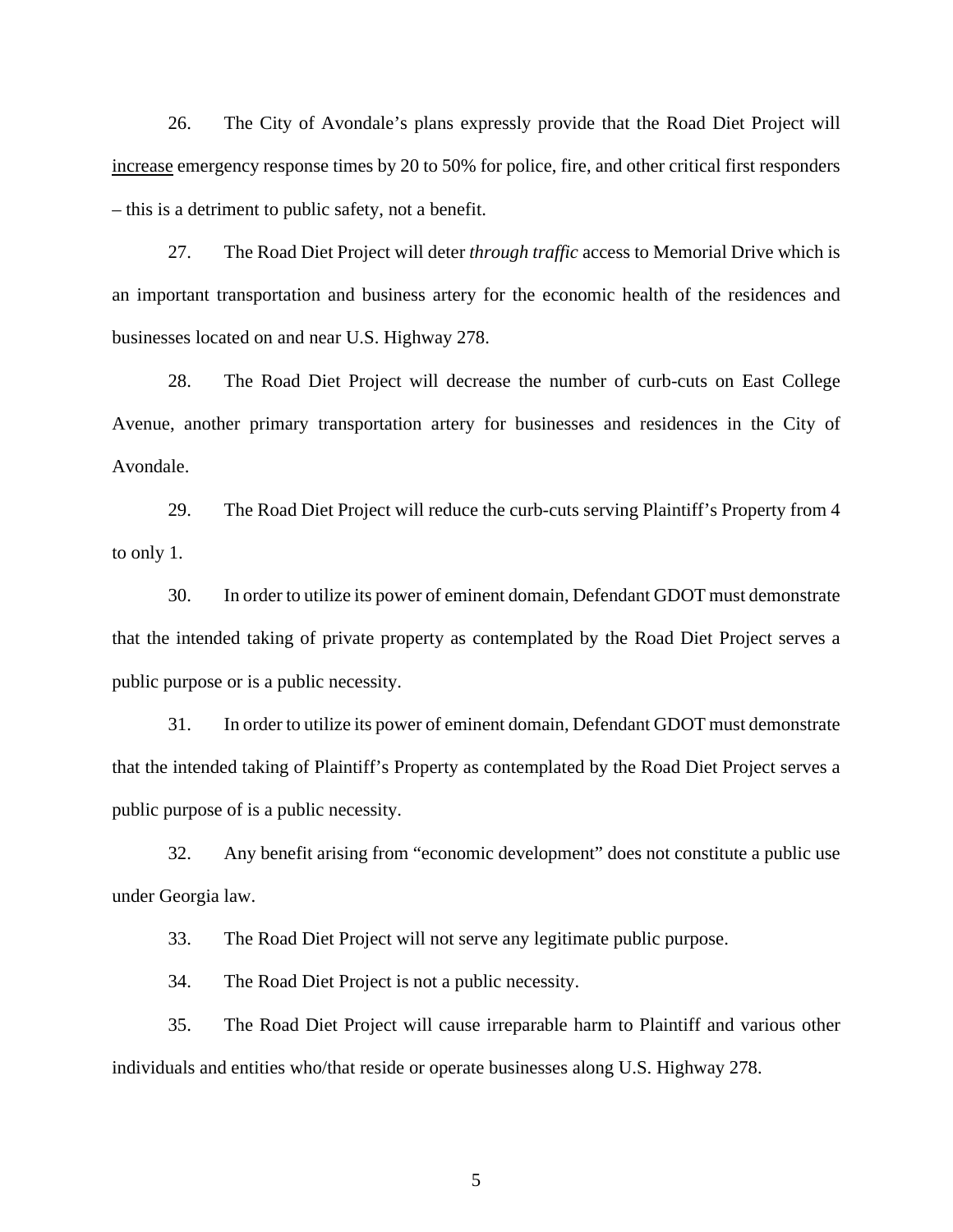26. The City of Avondale's plans expressly provide that the Road Diet Project will <u>increase</u> emergency response times by 20 to 50% for police, fire, and other critical first responders – this is a detriment to public safety, not a benefit.

27. The Road Diet Project will deter *through traffic* access to Memorial Drive which is an important transportation and business artery for the economic health of the residences and businesses located on and near U.S. Highway 278.

28. The Road Diet Project will decrease the number of curb-cuts on East College Avenue, another primary transportation artery for businesses and residences in the City of Avondale.

29. The Road Diet Project will reduce the curb-cuts serving Plaintiff's Property from 4 to only 1.

30. In order to utilize its power of eminent domain, Defendant GDOT must demonstrate that the intended taking of private property as contemplated by the Road Diet Project serves a public purpose or is a public necessity.

31. In order to utilize its power of eminent domain, Defendant GDOT must demonstrate that the intended taking of Plaintiff's Property as contemplated by the Road Diet Project serves a public purpose of is a public necessity.

32. Any benefit arising from "economic development" does not constitute a public use under Georgia law.

33. The Road Diet Project will not serve any legitimate public purpose.

34. The Road Diet Project is not a public necessity.

35. The Road Diet Project will cause irreparable harm to Plaintiff and various other individuals and entities who/that reside or operate businesses along U.S. Highway 278.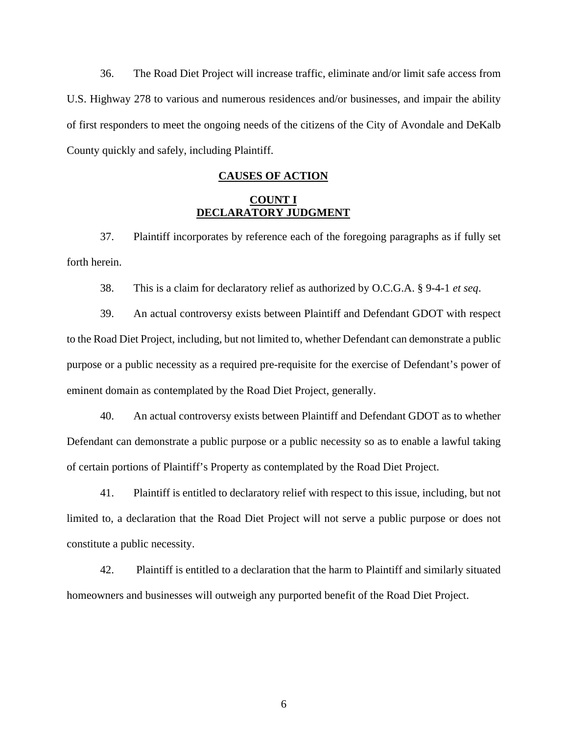36. The Road Diet Project will increase traffic, eliminate and/or limit safe access from U.S. Highway 278 to various and numerous residences and/or businesses, and impair the ability of first responders to meet the ongoing needs of the citizens of the City of Avondale and DeKalb County quickly and safely, including Plaintiff.

## CAUSES OF ACTION

### COUNT I
### DECLARATORY JUDGMENT

37. Plaintiff incorporates by reference each of the foregoing paragraphs as if fully set forth herein.

38. This is a claim for declaratory relief as authorized by O.C.G.A. § 9-4-1 *et seq*.

39. An actual controversy exists between Plaintiff and Defendant GDOT with respect to the Road Diet Project, including, but not limited to, whether Defendant can demonstrate a public purpose or a public necessity as a required pre-requisite for the exercise of Defendant's power of eminent domain as contemplated by the Road Diet Project, generally.

40. An actual controversy exists between Plaintiff and Defendant GDOT as to whether Defendant can demonstrate a public purpose or a public necessity so as to enable a lawful taking of certain portions of Plaintiff's Property as contemplated by the Road Diet Project.

41. Plaintiff is entitled to declaratory relief with respect to this issue, including, but not limited to, a declaration that the Road Diet Project will not serve a public purpose or does not constitute a public necessity.

42. Plaintiff is entitled to a declaration that the harm to Plaintiff and similarly situated homeowners and businesses will outweigh any purported benefit of the Road Diet Project.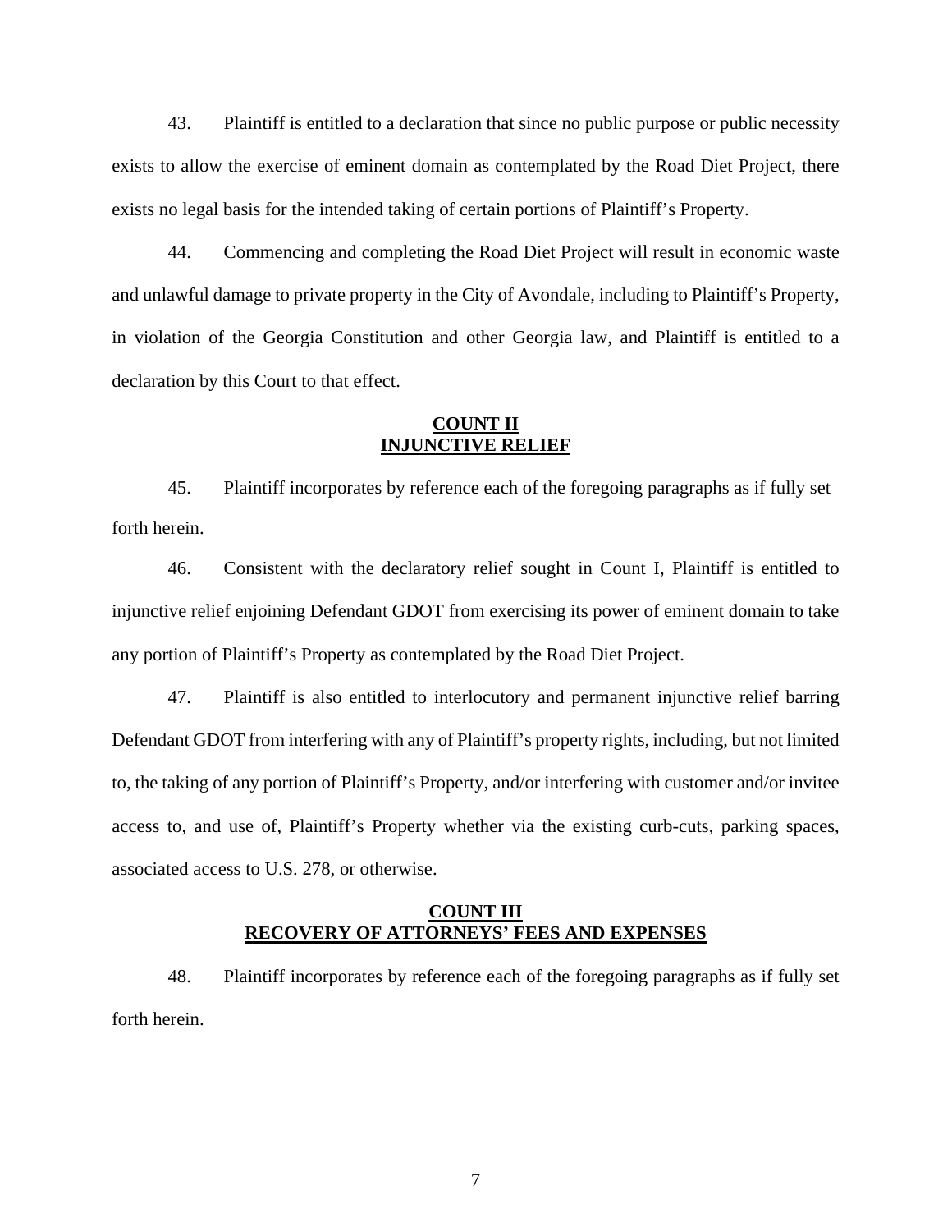43. Plaintiff is entitled to a declaration that since no public purpose or public necessity exists to allow the exercise of eminent domain as contemplated by the Road Diet Project, there exists no legal basis for the intended taking of certain portions of Plaintiff's Property.

44. Commencing and completing the Road Diet Project will result in economic waste and unlawful damage to private property in the City of Avondale, including to Plaintiff's Property, in violation of the Georgia Constitution and other Georgia law, and Plaintiff is entitled to a declaration by this Court to that effect.

## **COUNT II**
## **INJUNCTIVE RELIEF**

45. Plaintiff incorporates by reference each of the foregoing paragraphs as if fully set forth herein.

46. Consistent with the declaratory relief sought in Count I, Plaintiff is entitled to injunctive relief enjoining Defendant GDOT from exercising its power of eminent domain to take any portion of Plaintiff's Property as contemplated by the Road Diet Project.

47. Plaintiff is also entitled to interlocutory and permanent injunctive relief barring Defendant GDOT from interfering with any of Plaintiff's property rights, including, but not limited to, the taking of any portion of Plaintiff's Property, and/or interfering with customer and/or invitee access to, and use of, Plaintiff's Property whether via the existing curb-cuts, parking spaces, associated access to U.S. 278, or otherwise.

## **COUNT III**
## **RECOVERY OF ATTORNEYS' FEES AND EXPENSES**

48. Plaintiff incorporates by reference each of the foregoing paragraphs as if fully set forth herein.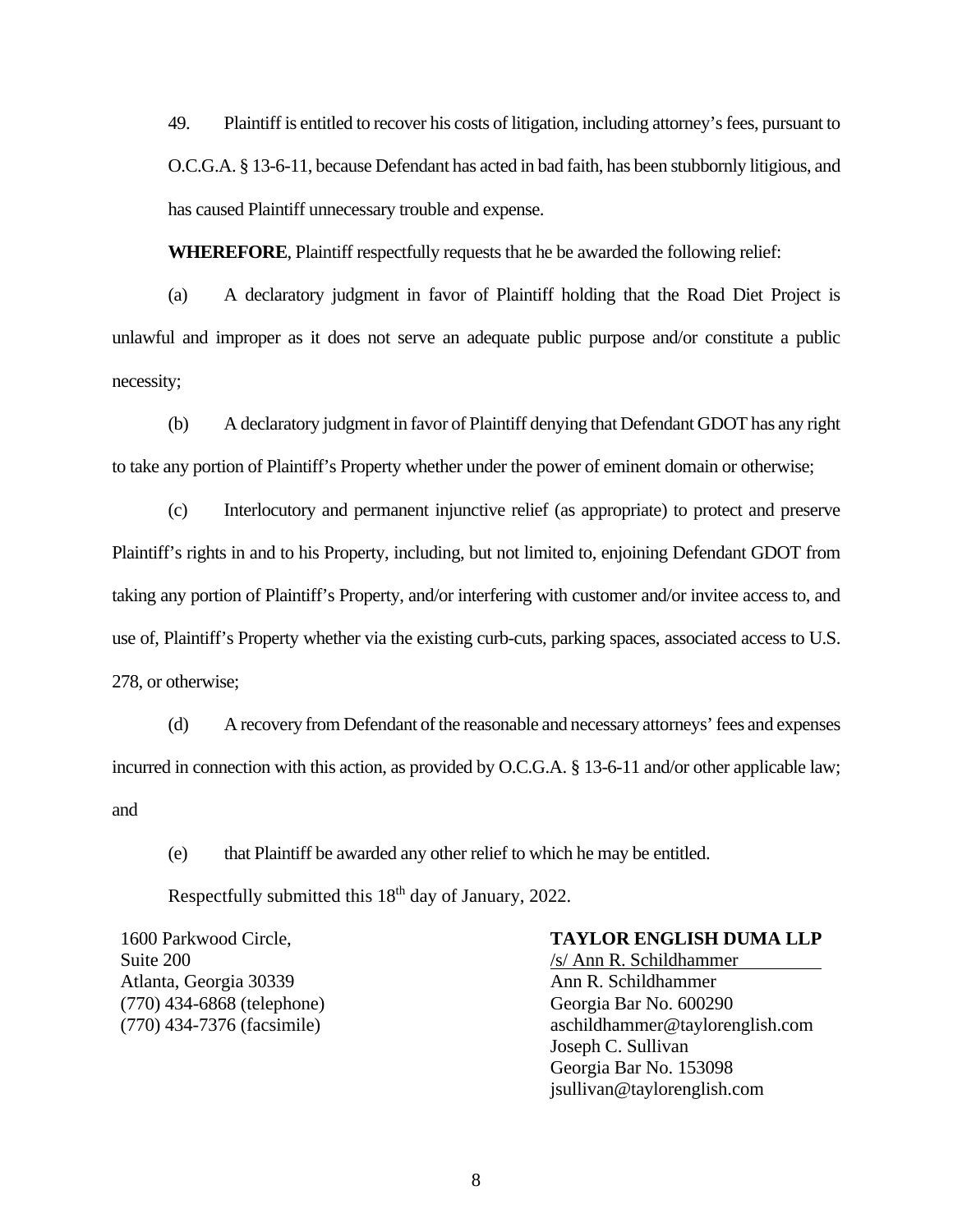49. Plaintiff is entitled to recover his costs of litigation, including attorney's fees, pursuant to O.C.G.A. § 13-6-11, because Defendant has acted in bad faith, has been stubbornly litigious, and has caused Plaintiff unnecessary trouble and expense.

**WHEREFORE**, Plaintiff respectfully requests that he be awarded the following relief:

(a) A declaratory judgment in favor of Plaintiff holding that the Road Diet Project is unlawful and improper as it does not serve an adequate public purpose and/or constitute a public necessity;

(b) A declaratory judgment in favor of Plaintiff denying that Defendant GDOT has any right to take any portion of Plaintiff's Property whether under the power of eminent domain or otherwise;

(c) Interlocutory and permanent injunctive relief (as appropriate) to protect and preserve Plaintiff's rights in and to his Property, including, but not limited to, enjoining Defendant GDOT from taking any portion of Plaintiff's Property, and/or interfering with customer and/or invitee access to, and use of, Plaintiff's Property whether via the existing curb-cuts, parking spaces, associated access to U.S. 278, or otherwise;

(d) A recovery from Defendant of the reasonable and necessary attorneys' fees and expenses incurred in connection with this action, as provided by O.C.G.A. § 13-6-11 and/or other applicable law; and

(e) that Plaintiff be awarded any other relief to which he may be entitled.

Respectfully submitted this 18th day of January, 2022.

**TAYLOR ENGLISH DUMA LLP**

/s/ Ann R. Schildhammer
Ann R. Schildhammer
Georgia Bar No. 600290
aschildhammer@taylorenglish.com
Joseph C. Sullivan
Georgia Bar No. 153098
jsullivan@taylorenglish.com

1600 Parkwood Circle,
Suite 200
Atlanta, Georgia 30339
(770) 434-6868 (telephone)
(770) 434-7376 (facsimile)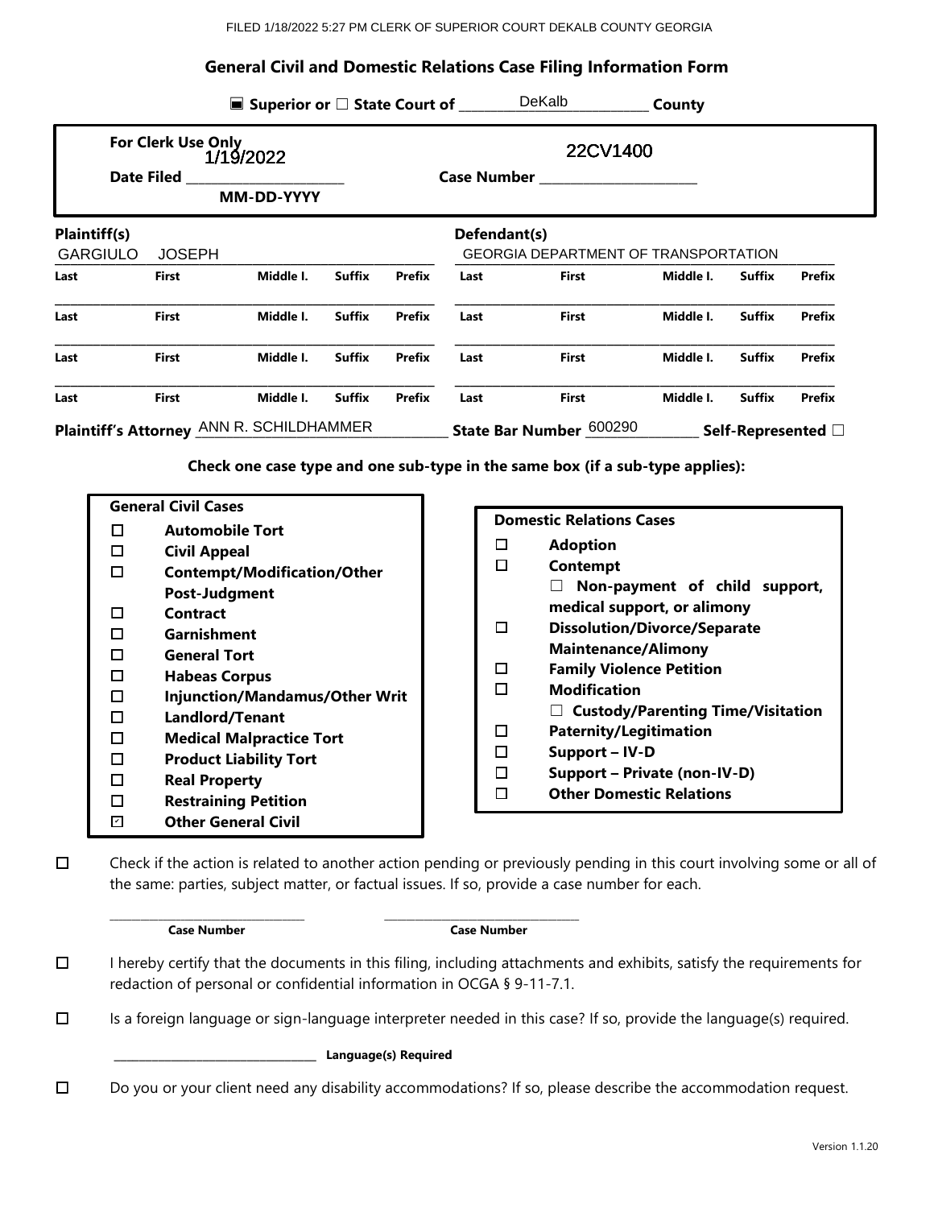FILED 1/18/2022 5:27 PM CLERK OF SUPERIOR COURT DEKALB COUNTY GEORGIA

## General Civil and Domestic Relations Case Filing Information Form

☒ **Superior** or ☐ **State Court of** DeKalb **County**

**For Clerk Use Only**

**Date Filed** 1/19/2022
**MM-DD-YYYY**

**Case Number** 22CV1400

**Plaintiff(s)**

| Last | First | Middle I. | Suffix | Prefix |
|---|---|---|---|---|
| GARGIULO | JOSEPH | | | |
| | | | | |
| | | | | |
| | | | | |

**Defendant(s)**

| Last | First | Middle I. | Suffix | Prefix |
|---|---|---|---|---|
| GEORGIA DEPARTMENT OF TRANSPORTATION | | | | |
| | | | | |
| | | | | |
| | | | | |

**Plaintiff's Attorney** ANN R. SCHILDHAMMER **State Bar Number** 600290 **Self-Represented** ☐

**Check one case type and one sub-type in the same box (if a sub-type applies):**

**General Civil Cases**

- ☐ **Automobile Tort**
- ☐ **Civil Appeal**
- ☐ **Contempt/Modification/Other Post-Judgment**
- ☐ **Contract**
- ☐ **Garnishment**
- ☐ **General Tort**
- ☐ **Habeas Corpus**
- ☐ **Injunction/Mandamus/Other Writ**
- ☐ **Landlord/Tenant**
- ☐ **Medical Malpractice Tort**
- ☐ **Product Liability Tort**
- ☐ **Real Property**
- ☐ **Restraining Petition**
- ☒ **Other General Civil**

**Domestic Relations Cases**

- ☐ **Adoption**
- ☐ **Contempt**
  - ☐ **Non-payment of child support, medical support, or alimony**
- ☐ **Dissolution/Divorce/Separate Maintenance/Alimony**
- ☐ **Family Violence Petition**
- ☐ **Modification**
  - ☐ **Custody/Parenting Time/Visitation**
- ☐ **Paternity/Legitimation**
- ☐ **Support – IV-D**
- ☐ **Support – Private (non-IV-D)**
- ☐ **Other Domestic Relations**

☐ Check if the action is related to another action pending or previously pending in this court involving some or all of the same: parties, subject matter, or factual issues. If so, provide a case number for each.

_______________ **Case Number** _______________ **Case Number**

☐ I hereby certify that the documents in this filing, including attachments and exhibits, satisfy the requirements for redaction of personal or confidential information in OCGA § 9-11-7.1.

☐ Is a foreign language or sign-language interpreter needed in this case? If so, provide the language(s) required.

_______________ **Language(s) Required**

☐ Do you or your client need any disability accommodations? If so, please describe the accommodation request.

Version 1.1.20